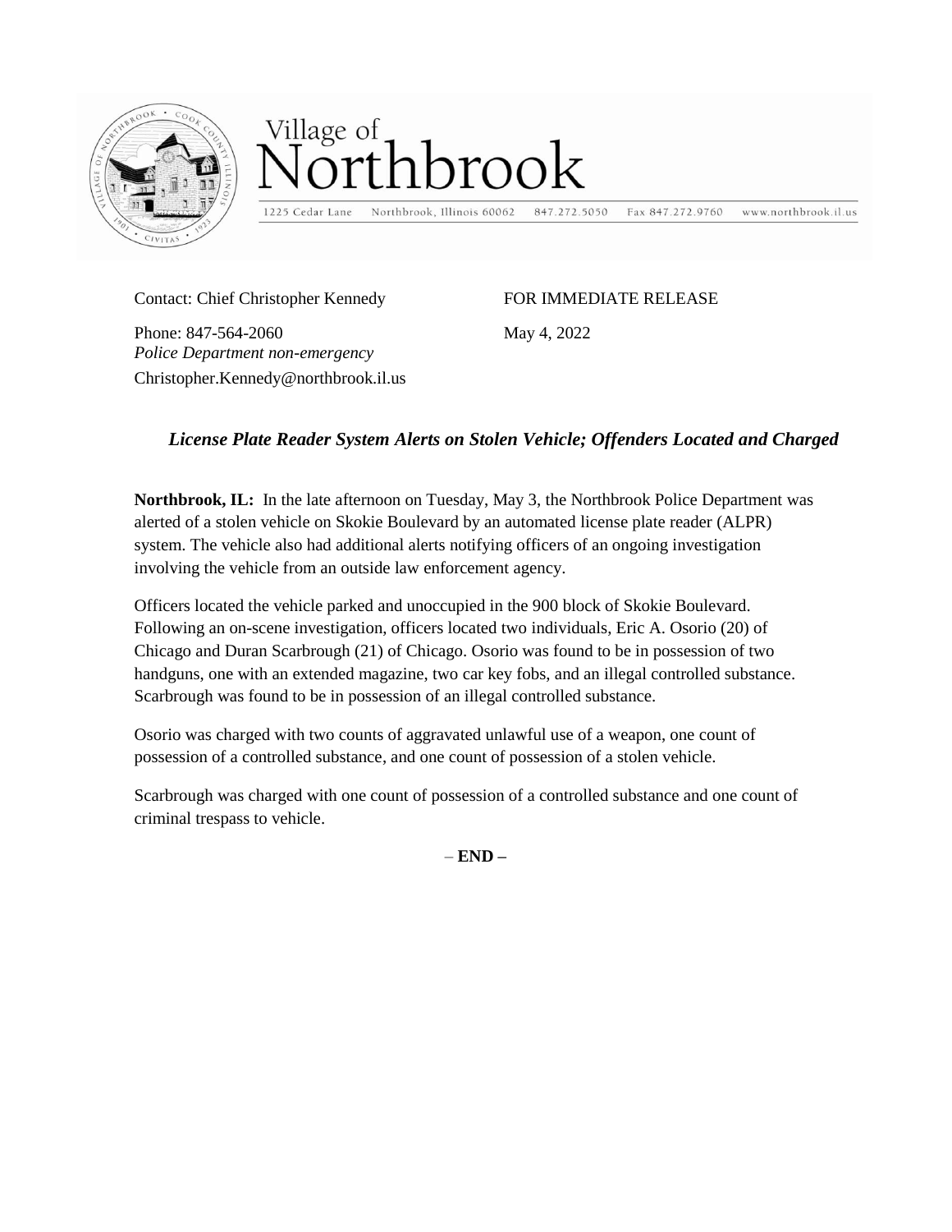Village of
# Northbrook

1225 Cedar Lane    Northbrook, Illinois 60062    847.272.5050    Fax 847.272.9760    www.northbrook.il.us

Contact: Chief Christopher Kennedy

Phone: 847-564-2060
*Police Department non-emergency*
Christopher.Kennedy@northbrook.il.us

FOR IMMEDIATE RELEASE

May 4, 2022

## *License Plate Reader System Alerts on Stolen Vehicle; Offenders Located and Charged*

**Northbrook, IL:** In the late afternoon on Tuesday, May 3, the Northbrook Police Department was alerted of a stolen vehicle on Skokie Boulevard by an automated license plate reader (ALPR) system. The vehicle also had additional alerts notifying officers of an ongoing investigation involving the vehicle from an outside law enforcement agency.

Officers located the vehicle parked and unoccupied in the 900 block of Skokie Boulevard. Following an on-scene investigation, officers located two individuals, Eric A. Osorio (20) of Chicago and Duran Scarbrough (21) of Chicago. Osorio was found to be in possession of two handguns, one with an extended magazine, two car key fobs, and an illegal controlled substance. Scarbrough was found to be in possession of an illegal controlled substance.

Osorio was charged with two counts of aggravated unlawful use of a weapon, one count of possession of a controlled substance, and one count of possession of a stolen vehicle.

Scarbrough was charged with one count of possession of a controlled substance and one count of criminal trespass to vehicle.

– **END –**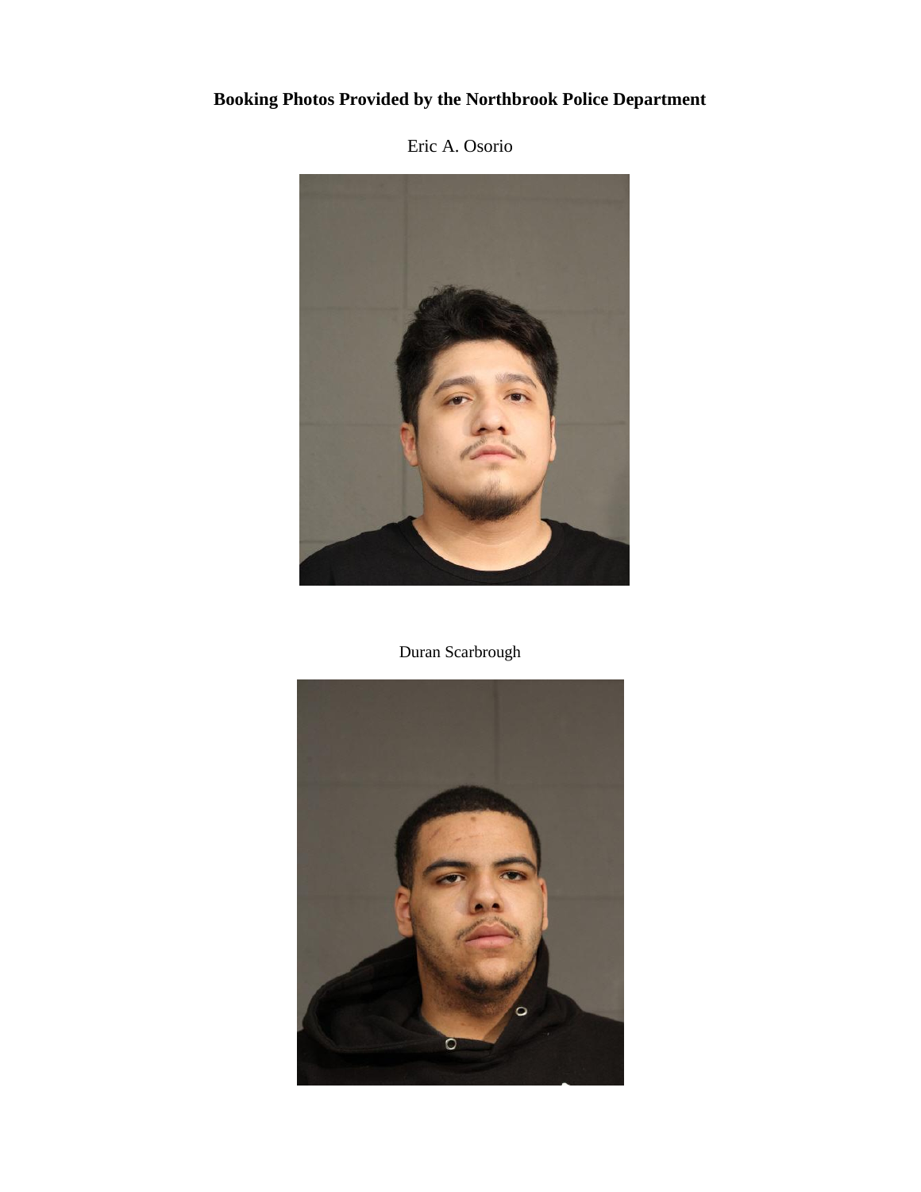**Booking Photos Provided by the Northbrook Police Department**

Eric A. Osorio

Duran Scarbrough